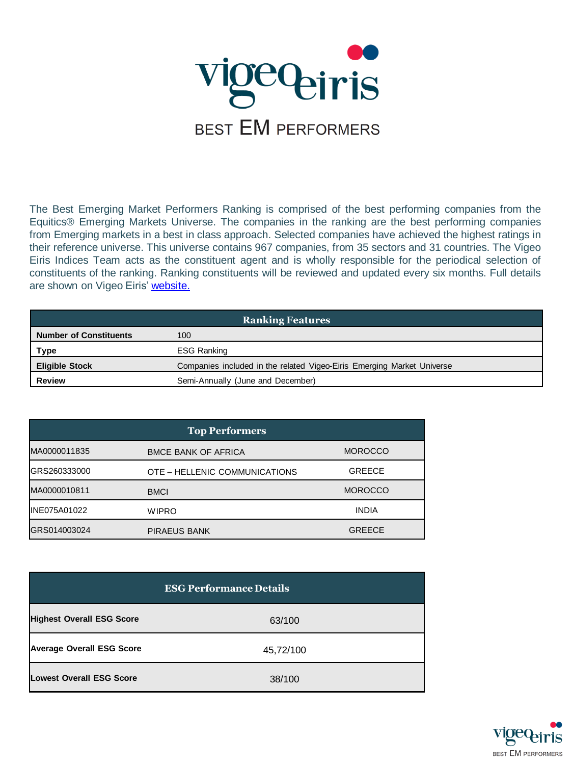# vigeo eiris

## BEST EM PERFORMERS

The Best Emerging Market Performers Ranking is comprised of the best performing companies from the Equitics® Emerging Markets Universe. The companies in the ranking are the best performing companies from Emerging markets in a best in class approach. Selected companies have achieved the highest ratings in their reference universe. This universe contains 967 companies, from 35 sectors and 31 countries. The Vigeo Eiris Indices Team acts as the constituent agent and is wholly responsible for the periodical selection of constituents of the ranking. Ranking constituents will be reviewed and updated every six months. Full details are shown on Vigeo Eiris' website.

| Ranking Features | |
|---|---|
| **Number of Constituents** | 100 |
| **Type** | ESG Ranking |
| **Eligible Stock** | Companies included in the related Vigeo-Eiris Emerging Market Universe |
| **Review** | Semi-Annually (June and December) |

| Top Performers | | |
|---|---|---|
| MA0000011835 | BMCE BANK OF AFRICA | MOROCCO |
| GRS260333000 | OTE – HELLENIC COMMUNICATIONS | GREECE |
| MA0000010811 | BMCI | MOROCCO |
| INE075A01022 | WIPRO | INDIA |
| GRS014003024 | PIRAEUS BANK | GREECE |

| ESG Performance Details | |
|---|---|
| **Highest Overall ESG Score** | 63/100 |
| **Average Overall ESG Score** | 45,72/100 |
| **Lowest Overall ESG Score** | 38/100 |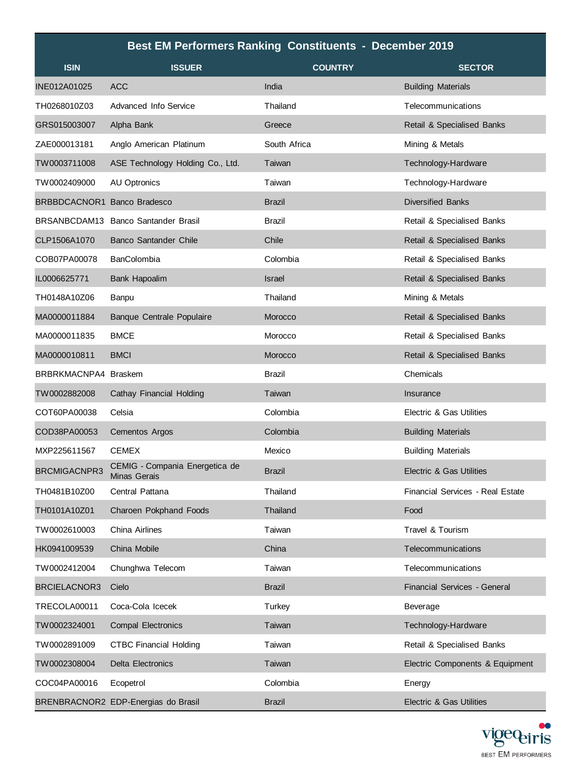| Best EM Performers Ranking Constituents - December 2019 | | | |
|---|---|---|---|
| **ISIN** | **ISSUER** | **COUNTRY** | **SECTOR** |
| INE012A01025 | ACC | India | Building Materials |
| TH0268010Z03 | Advanced Info Service | Thailand | Telecommunications |
| GRS015003007 | Alpha Bank | Greece | Retail & Specialised Banks |
| ZAE000013181 | Anglo American Platinum | South Africa | Mining & Metals |
| TW0003711008 | ASE Technology Holding Co., Ltd. | Taiwan | Technology-Hardware |
| TW0002409000 | AU Optronics | Taiwan | Technology-Hardware |
| BRBBDCACNOR1 | Banco Bradesco | Brazil | Diversified Banks |
| BRSANBCDAM13 | Banco Santander Brasil | Brazil | Retail & Specialised Banks |
| CLP1506A1070 | Banco Santander Chile | Chile | Retail & Specialised Banks |
| COB07PA00078 | BanColombia | Colombia | Retail & Specialised Banks |
| IL0006625771 | Bank Hapoalim | Israel | Retail & Specialised Banks |
| TH0148A10Z06 | Banpu | Thailand | Mining & Metals |
| MA0000011884 | Banque Centrale Populaire | Morocco | Retail & Specialised Banks |
| MA0000011835 | BMCE | Morocco | Retail & Specialised Banks |
| MA0000010811 | BMCI | Morocco | Retail & Specialised Banks |
| BRBRKMACNPA4 | Braskem | Brazil | Chemicals |
| TW0002882008 | Cathay Financial Holding | Taiwan | Insurance |
| COT60PA00038 | Celsia | Colombia | Electric & Gas Utilities |
| COD38PA00053 | Cementos Argos | Colombia | Building Materials |
| MXP225611567 | CEMEX | Mexico | Building Materials |
| BRCMIGACNPR3 | CEMIG - Compania Energetica de Minas Gerais | Brazil | Electric & Gas Utilities |
| TH0481B10Z00 | Central Pattana | Thailand | Financial Services - Real Estate |
| TH0101A10Z01 | Charoen Pokphand Foods | Thailand | Food |
| TW0002610003 | China Airlines | Taiwan | Travel & Tourism |
| HK0941009539 | China Mobile | China | Telecommunications |
| TW0002412004 | Chunghwa Telecom | Taiwan | Telecommunications |
| BRCIELACNOR3 | Cielo | Brazil | Financial Services - General |
| TRECOLA00011 | Coca-Cola Icecek | Turkey | Beverage |
| TW0002324001 | Compal Electronics | Taiwan | Technology-Hardware |
| TW0002891009 | CTBC Financial Holding | Taiwan | Retail & Specialised Banks |
| TW0002308004 | Delta Electronics | Taiwan | Electric Components & Equipment |
| COC04PA00016 | Ecopetrol | Colombia | Energy |
| BRENBRACNOR2 | EDP-Energias do Brasil | Brazil | Electric & Gas Utilities |

vigeo eiris BEST EM PERFORMERS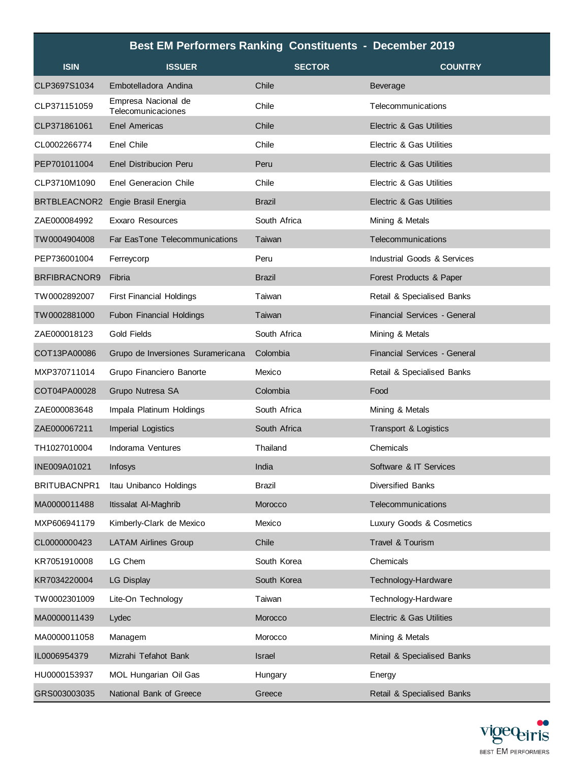| Best EM Performers Ranking Constituents - December 2019 | | | |
|---|---|---|---|
| **ISIN** | **ISSUER** | **SECTOR** | **COUNTRY** |
| CLP3697S1034 | Embotelladora Andina | Chile | Beverage |
| CLP371151059 | Empresa Nacional de Telecomunicaciones | Chile | Telecommunications |
| CLP371861061 | Enel Americas | Chile | Electric & Gas Utilities |
| CL0002266774 | Enel Chile | Chile | Electric & Gas Utilities |
| PEP701011004 | Enel Distribucion Peru | Peru | Electric & Gas Utilities |
| CLP3710M1090 | Enel Generacion Chile | Chile | Electric & Gas Utilities |
| BRTBLEACNOR2 | Engie Brasil Energia | Brazil | Electric & Gas Utilities |
| ZAE000084992 | Exxaro Resources | South Africa | Mining & Metals |
| TW0004904008 | Far EasTone Telecommunications | Taiwan | Telecommunications |
| PEP736001004 | Ferreycorp | Peru | Industrial Goods & Services |
| BRFIBRACNOR9 | Fibria | Brazil | Forest Products & Paper |
| TW0002892007 | First Financial Holdings | Taiwan | Retail & Specialised Banks |
| TW0002881000 | Fubon Financial Holdings | Taiwan | Financial Services - General |
| ZAE000018123 | Gold Fields | South Africa | Mining & Metals |
| COT13PA00086 | Grupo de Inversiones Suramericana | Colombia | Financial Services - General |
| MXP370711014 | Grupo Financiero Banorte | Mexico | Retail & Specialised Banks |
| COT04PA00028 | Grupo Nutresa SA | Colombia | Food |
| ZAE000083648 | Impala Platinum Holdings | South Africa | Mining & Metals |
| ZAE000067211 | Imperial Logistics | South Africa | Transport & Logistics |
| TH1027010004 | Indorama Ventures | Thailand | Chemicals |
| INE009A01021 | Infosys | India | Software & IT Services |
| BRITUBACNPR1 | Itau Unibanco Holdings | Brazil | Diversified Banks |
| MA0000011488 | Itissalat Al-Maghrib | Morocco | Telecommunications |
| MXP606941179 | Kimberly-Clark de Mexico | Mexico | Luxury Goods & Cosmetics |
| CL0000000423 | LATAM Airlines Group | Chile | Travel & Tourism |
| KR7051910008 | LG Chem | South Korea | Chemicals |
| KR7034220004 | LG Display | South Korea | Technology-Hardware |
| TW0002301009 | Lite-On Technology | Taiwan | Technology-Hardware |
| MA0000011439 | Lydec | Morocco | Electric & Gas Utilities |
| MA0000011058 | Managem | Morocco | Mining & Metals |
| IL0006954379 | Mizrahi Tefahot Bank | Israel | Retail & Specialised Banks |
| HU0000153937 | MOL Hungarian Oil Gas | Hungary | Energy |
| GRS003003035 | National Bank of Greece | Greece | Retail & Specialised Banks |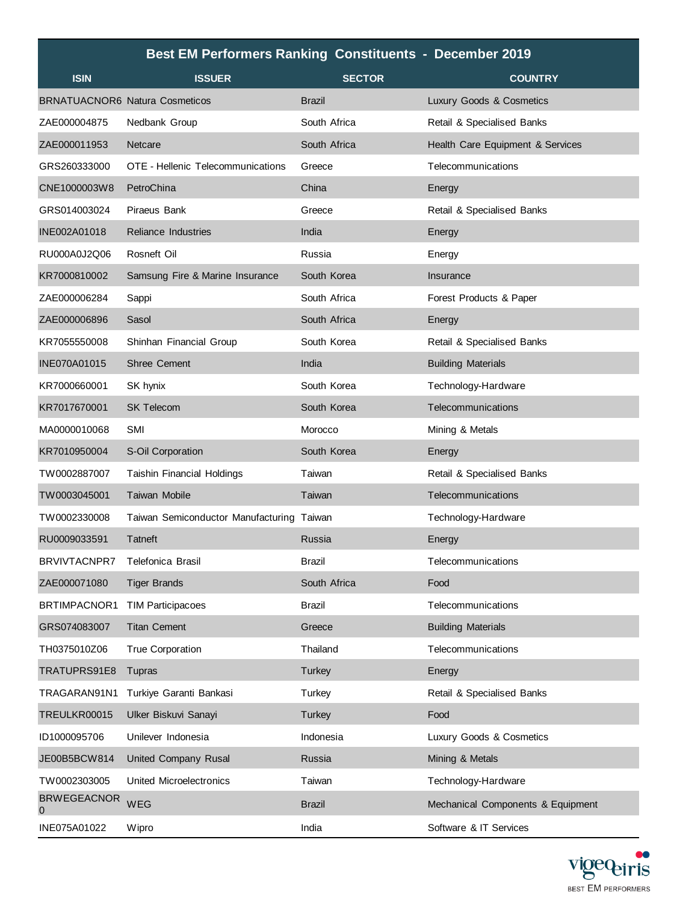| Best EM Performers Ranking Constituents - December 2019 | | | |
|---|---|---|---|
| **ISIN** | **ISSUER** | **SECTOR** | **COUNTRY** |
| BRNATUACNOR6 | Natura Cosmeticos | Brazil | Luxury Goods & Cosmetics |
| ZAE000004875 | Nedbank Group | South Africa | Retail & Specialised Banks |
| ZAE000011953 | Netcare | South Africa | Health Care Equipment & Services |
| GRS260333000 | OTE - Hellenic Telecommunications | Greece | Telecommunications |
| CNE1000003W8 | PetroChina | China | Energy |
| GRS014003024 | Piraeus Bank | Greece | Retail & Specialised Banks |
| INE002A01018 | Reliance Industries | India | Energy |
| RU000A0J2Q06 | Rosneft Oil | Russia | Energy |
| KR7000810002 | Samsung Fire & Marine Insurance | South Korea | Insurance |
| ZAE000006284 | Sappi | South Africa | Forest Products & Paper |
| ZAE000006896 | Sasol | South Africa | Energy |
| KR7055550008 | Shinhan Financial Group | South Korea | Retail & Specialised Banks |
| INE070A01015 | Shree Cement | India | Building Materials |
| KR7000660001 | SK hynix | South Korea | Technology-Hardware |
| KR7017670001 | SK Telecom | South Korea | Telecommunications |
| MA0000010068 | SMI | Morocco | Mining & Metals |
| KR7010950004 | S-Oil Corporation | South Korea | Energy |
| TW0002887007 | Taishin Financial Holdings | Taiwan | Retail & Specialised Banks |
| TW0003045001 | Taiwan Mobile | Taiwan | Telecommunications |
| TW0002330008 | Taiwan Semiconductor Manufacturing | Taiwan | Technology-Hardware |
| RU0009033591 | Tatneft | Russia | Energy |
| BRVIVTACNPR7 | Telefonica Brasil | Brazil | Telecommunications |
| ZAE000071080 | Tiger Brands | South Africa | Food |
| BRTIMPACNOR1 | TIM Participacoes | Brazil | Telecommunications |
| GRS074083007 | Titan Cement | Greece | Building Materials |
| TH0375010Z06 | True Corporation | Thailand | Telecommunications |
| TRATUPRS91E8 | Tupras | Turkey | Energy |
| TRAGARAN91N1 | Turkiye Garanti Bankasi | Turkey | Retail & Specialised Banks |
| TREULKR00015 | Ulker Biskuvi Sanayi | Turkey | Food |
| ID1000095706 | Unilever Indonesia | Indonesia | Luxury Goods & Cosmetics |
| JE00B5BCW814 | United Company Rusal | Russia | Mining & Metals |
| TW0002303005 | United Microelectronics | Taiwan | Technology-Hardware |
| BRWEGEACNOR0 | WEG | Brazil | Mechanical Components & Equipment |
| INE075A01022 | Wipro | India | Software & IT Services |

vigeo eiris
BEST EM PERFORMERS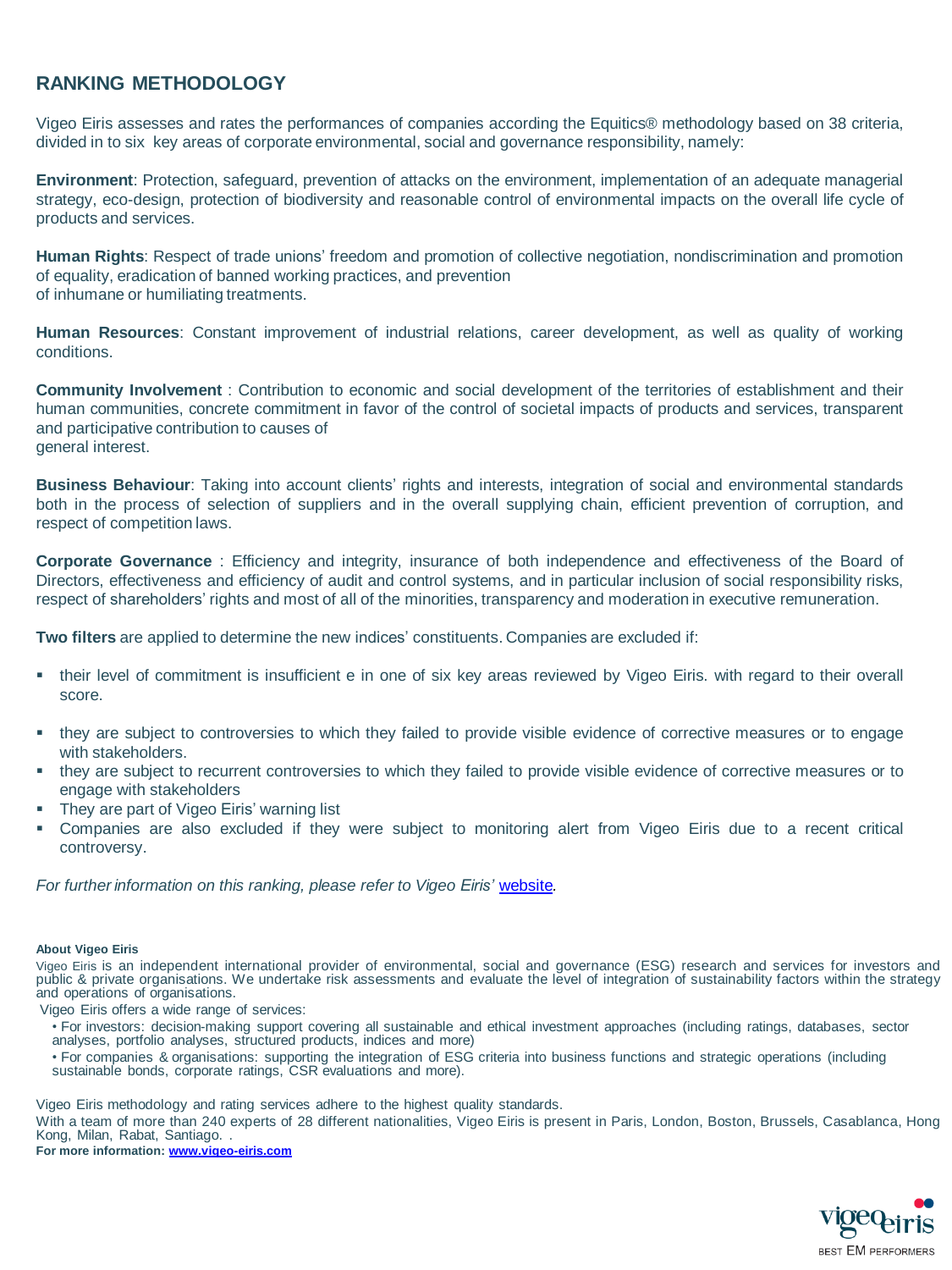## RANKING METHODOLOGY

Vigeo Eiris assesses and rates the performances of companies according the Equitics® methodology based on 38 criteria, divided in to six key areas of corporate environmental, social and governance responsibility, namely:

**Environment**: Protection, safeguard, prevention of attacks on the environment, implementation of an adequate managerial strategy, eco-design, protection of biodiversity and reasonable control of environmental impacts on the overall life cycle of products and services.

**Human Rights**: Respect of trade unions' freedom and promotion of collective negotiation, nondiscrimination and promotion of equality, eradication of banned working practices, and prevention of inhumane or humiliating treatments.

**Human Resources**: Constant improvement of industrial relations, career development, as well as quality of working conditions.

**Community Involvement** : Contribution to economic and social development of the territories of establishment and their human communities, concrete commitment in favor of the control of societal impacts of products and services, transparent and participative contribution to causes of general interest.

**Business Behaviour**: Taking into account clients' rights and interests, integration of social and environmental standards both in the process of selection of suppliers and in the overall supplying chain, efficient prevention of corruption, and respect of competition laws.

**Corporate Governance** : Efficiency and integrity, insurance of both independence and effectiveness of the Board of Directors, effectiveness and efficiency of audit and control systems, and in particular inclusion of social responsibility risks, respect of shareholders' rights and most of all of the minorities, transparency and moderation in executive remuneration.

**Two filters** are applied to determine the new indices' constituents. Companies are excluded if:

- their level of commitment is insufficient e in one of six key areas reviewed by Vigeo Eiris. with regard to their overall score.
- they are subject to controversies to which they failed to provide visible evidence of corrective measures or to engage with stakeholders.
- they are subject to recurrent controversies to which they failed to provide visible evidence of corrective measures or to engage with stakeholders
- They are part of Vigeo Eiris' warning list
- Companies are also excluded if they were subject to monitoring alert from Vigeo Eiris due to a recent critical controversy.

*For further information on this ranking, please refer to Vigeo Eiris'* website.

**About Vigeo Eiris**

Vigeo Eiris is an independent international provider of environmental, social and governance (ESG) research and services for investors and public & private organisations. We undertake risk assessments and evaluate the level of integration of sustainability factors within the strategy and operations of organisations.

Vigeo Eiris offers a wide range of services:

- For investors: decision-making support covering all sustainable and ethical investment approaches (including ratings, databases, sector analyses, portfolio analyses, structured products, indices and more)
- For companies & organisations: supporting the integration of ESG criteria into business functions and strategic operations (including sustainable bonds, corporate ratings, CSR evaluations and more).

Vigeo Eiris methodology and rating services adhere to the highest quality standards.

With a team of more than 240 experts of 28 different nationalities, Vigeo Eiris is present in Paris, London, Boston, Brussels, Casablanca, Hong Kong, Milan, Rabat, Santiago. .

**For more information: www.vigeo-eiris.com**

vigeo eiris
BEST EM PERFORMERS